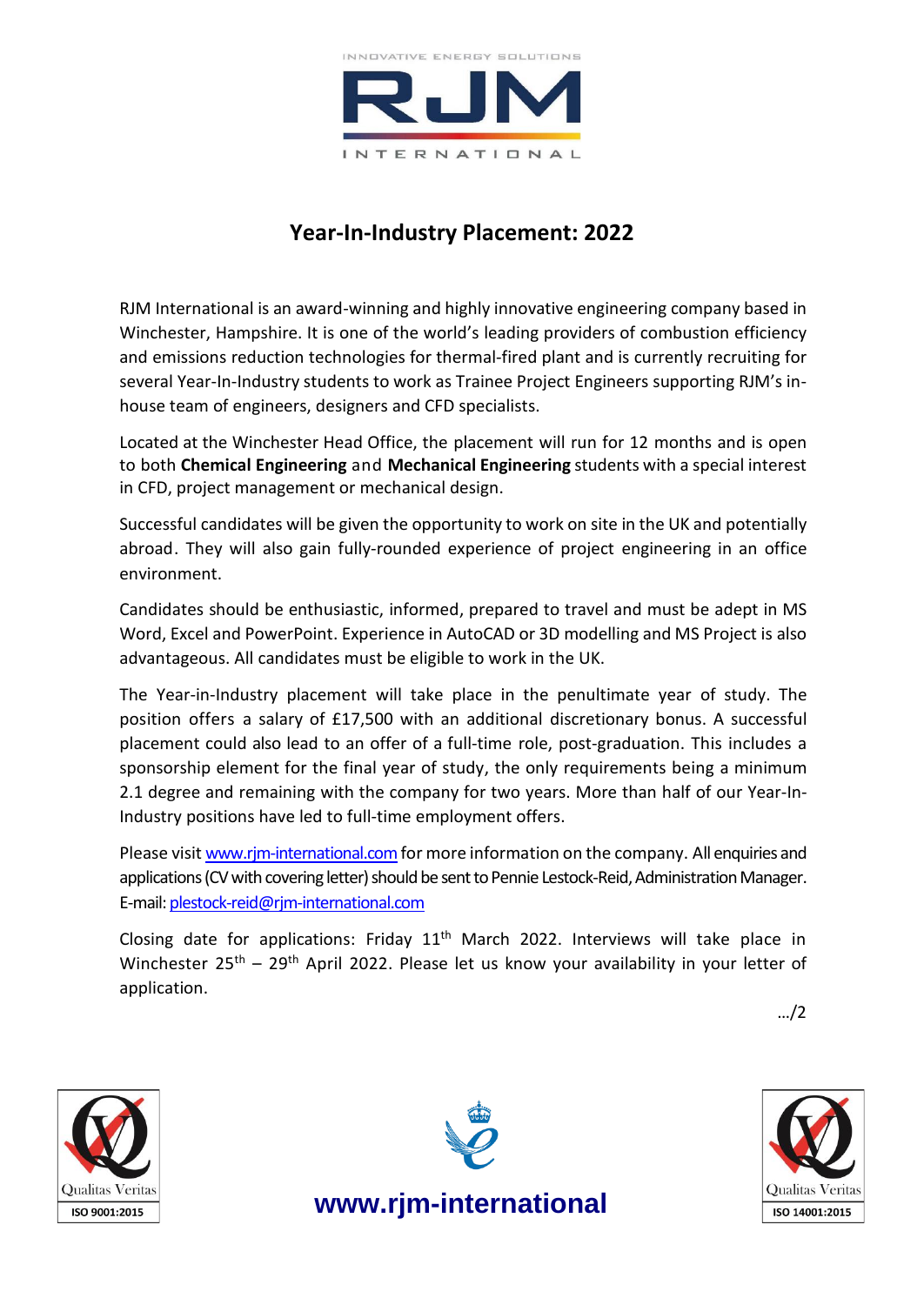# Year-In-Industry Placement: 2022

RJM International is an award-winning and highly innovative engineering company based in Winchester, Hampshire. It is one of the world's leading providers of combustion efficiency and emissions reduction technologies for thermal-fired plant and is currently recruiting for several Year-In-Industry students to work as Trainee Project Engineers supporting RJM's in-house team of engineers, designers and CFD specialists.

Located at the Winchester Head Office, the placement will run for 12 months and is open to both **Chemical Engineering** and **Mechanical Engineering** students with a special interest in CFD, project management or mechanical design.

Successful candidates will be given the opportunity to work on site in the UK and potentially abroad. They will also gain fully-rounded experience of project engineering in an office environment.

Candidates should be enthusiastic, informed, prepared to travel and must be adept in MS Word, Excel and PowerPoint. Experience in AutoCAD or 3D modelling and MS Project is also advantageous. All candidates must be eligible to work in the UK.

The Year-in-Industry placement will take place in the penultimate year of study. The position offers a salary of £17,500 with an additional discretionary bonus. A successful placement could also lead to an offer of a full-time role, post-graduation. This includes a sponsorship element for the final year of study, the only requirements being a minimum 2.1 degree and remaining with the company for two years. More than half of our Year-In-Industry positions have led to full-time employment offers.

Please visit [www.rjm-international.com](http://www.rjm-international.com) for more information on the company. All enquiries and applications (CV with covering letter) should be sent to Pennie Lestock-Reid, Administration Manager. E-mail: [plestock-reid@rjm-international.com](mailto:plestock-reid@rjm-international.com)

Closing date for applications: Friday 11th March 2022. Interviews will take place in Winchester 25th – 29th April 2022. Please let us know your availability in your letter of application.

.../2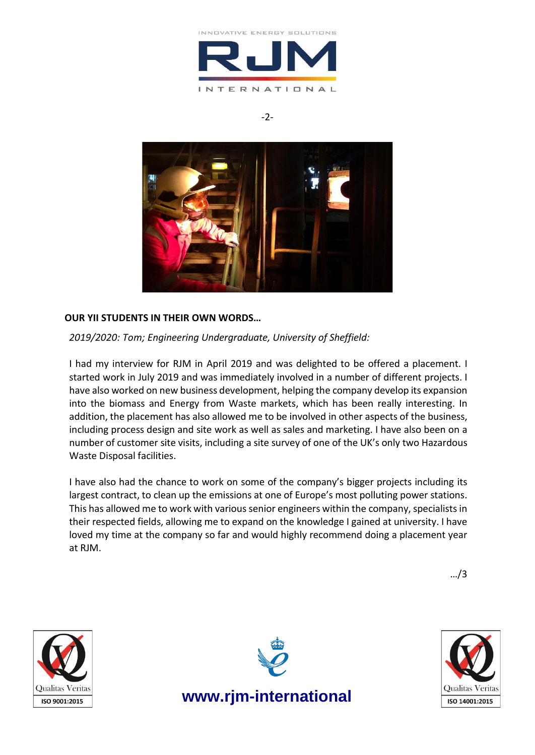**OUR YII STUDENTS IN THEIR OWN WORDS…**

*2019/2020: Tom; Engineering Undergraduate, University of Sheffield:*

I had my interview for RJM in April 2019 and was delighted to be offered a placement. I started work in July 2019 and was immediately involved in a number of different projects. I have also worked on new business development, helping the company develop its expansion into the biomass and Energy from Waste markets, which has been really interesting. In addition, the placement has also allowed me to be involved in other aspects of the business, including process design and site work as well as sales and marketing. I have also been on a number of customer site visits, including a site survey of one of the UK's only two Hazardous Waste Disposal facilities.

I have also had the chance to work on some of the company's bigger projects including its largest contract, to clean up the emissions at one of Europe's most polluting power stations. This has allowed me to work with various senior engineers within the company, specialists in their respected fields, allowing me to expand on the knowledge I gained at university. I have loved my time at the company so far and would highly recommend doing a placement year at RJM.

…/3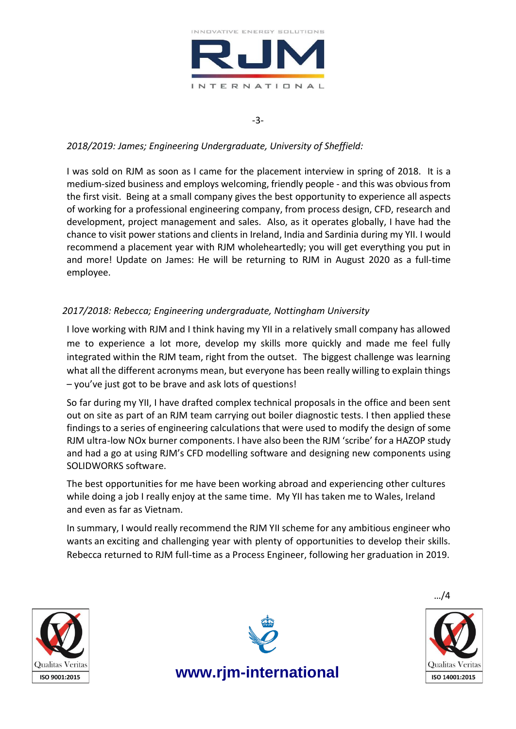*2018/2019: James; Engineering Undergraduate, University of Sheffield:*

I was sold on RJM as soon as I came for the placement interview in spring of 2018. It is a medium-sized business and employs welcoming, friendly people - and this was obvious from the first visit. Being at a small company gives the best opportunity to experience all aspects of working for a professional engineering company, from process design, CFD, research and development, project management and sales. Also, as it operates globally, I have had the chance to visit power stations and clients in Ireland, India and Sardinia during my YII. I would recommend a placement year with RJM wholeheartedly; you will get everything you put in and more! Update on James: He will be returning to RJM in August 2020 as a full-time employee.

*2017/2018: Rebecca; Engineering undergraduate, Nottingham University*

I love working with RJM and I think having my YII in a relatively small company has allowed me to experience a lot more, develop my skills more quickly and made me feel fully integrated within the RJM team, right from the outset. The biggest challenge was learning what all the different acronyms mean, but everyone has been really willing to explain things – you've just got to be brave and ask lots of questions!

So far during my YII, I have drafted complex technical proposals in the office and been sent out on site as part of an RJM team carrying out boiler diagnostic tests. I then applied these findings to a series of engineering calculations that were used to modify the design of some RJM ultra-low NOx burner components. I have also been the RJM 'scribe' for a HAZOP study and had a go at using RJM's CFD modelling software and designing new components using SOLIDWORKS software.

The best opportunities for me have been working abroad and experiencing other cultures while doing a job I really enjoy at the same time. My YII has taken me to Wales, Ireland and even as far as Vietnam.

In summary, I would really recommend the RJM YII scheme for any ambitious engineer who wants an exciting and challenging year with plenty of opportunities to develop their skills. Rebecca returned to RJM full-time as a Process Engineer, following her graduation in 2019.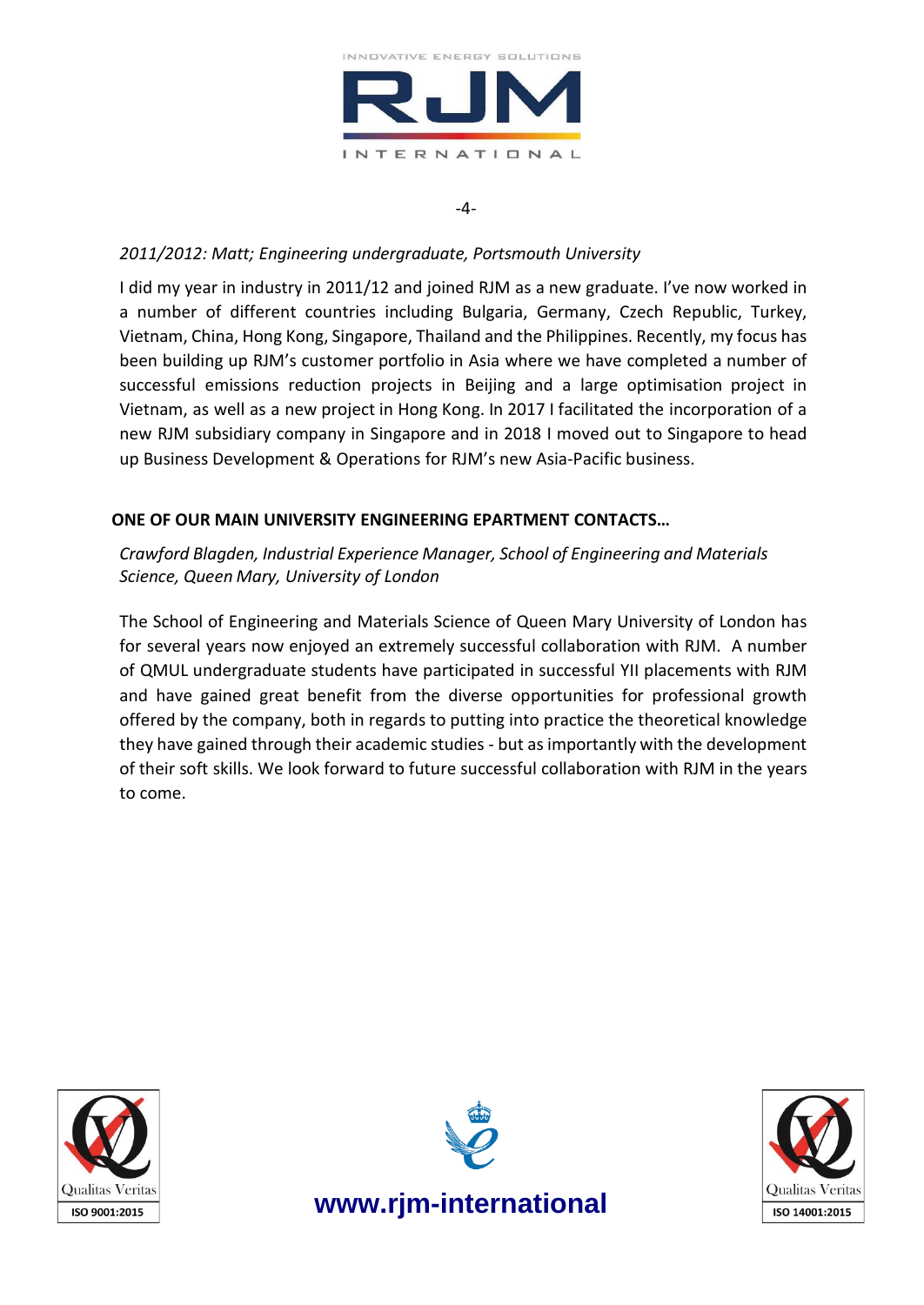*2011/2012: Matt; Engineering undergraduate, Portsmouth University*

I did my year in industry in 2011/12 and joined RJM as a new graduate. I've now worked in a number of different countries including Bulgaria, Germany, Czech Republic, Turkey, Vietnam, China, Hong Kong, Singapore, Thailand and the Philippines. Recently, my focus has been building up RJM's customer portfolio in Asia where we have completed a number of successful emissions reduction projects in Beijing and a large optimisation project in Vietnam, as well as a new project in Hong Kong. In 2017 I facilitated the incorporation of a new RJM subsidiary company in Singapore and in 2018 I moved out to Singapore to head up Business Development & Operations for RJM's new Asia-Pacific business.

**ONE OF OUR MAIN UNIVERSITY ENGINEERING EPARTMENT CONTACTS…**

*Crawford Blagden, Industrial Experience Manager, School of Engineering and Materials Science, Queen Mary, University of London*

The School of Engineering and Materials Science of Queen Mary University of London has for several years now enjoyed an extremely successful collaboration with RJM. A number of QMUL undergraduate students have participated in successful YII placements with RJM and have gained great benefit from the diverse opportunities for professional growth offered by the company, both in regards to putting into practice the theoretical knowledge they have gained through their academic studies - but as importantly with the development of their soft skills. We look forward to future successful collaboration with RJM in the years to come.

Qualitas Veritas ISO 9001:2015

www.rjm-international

Qualitas Veritas ISO 14001:2015